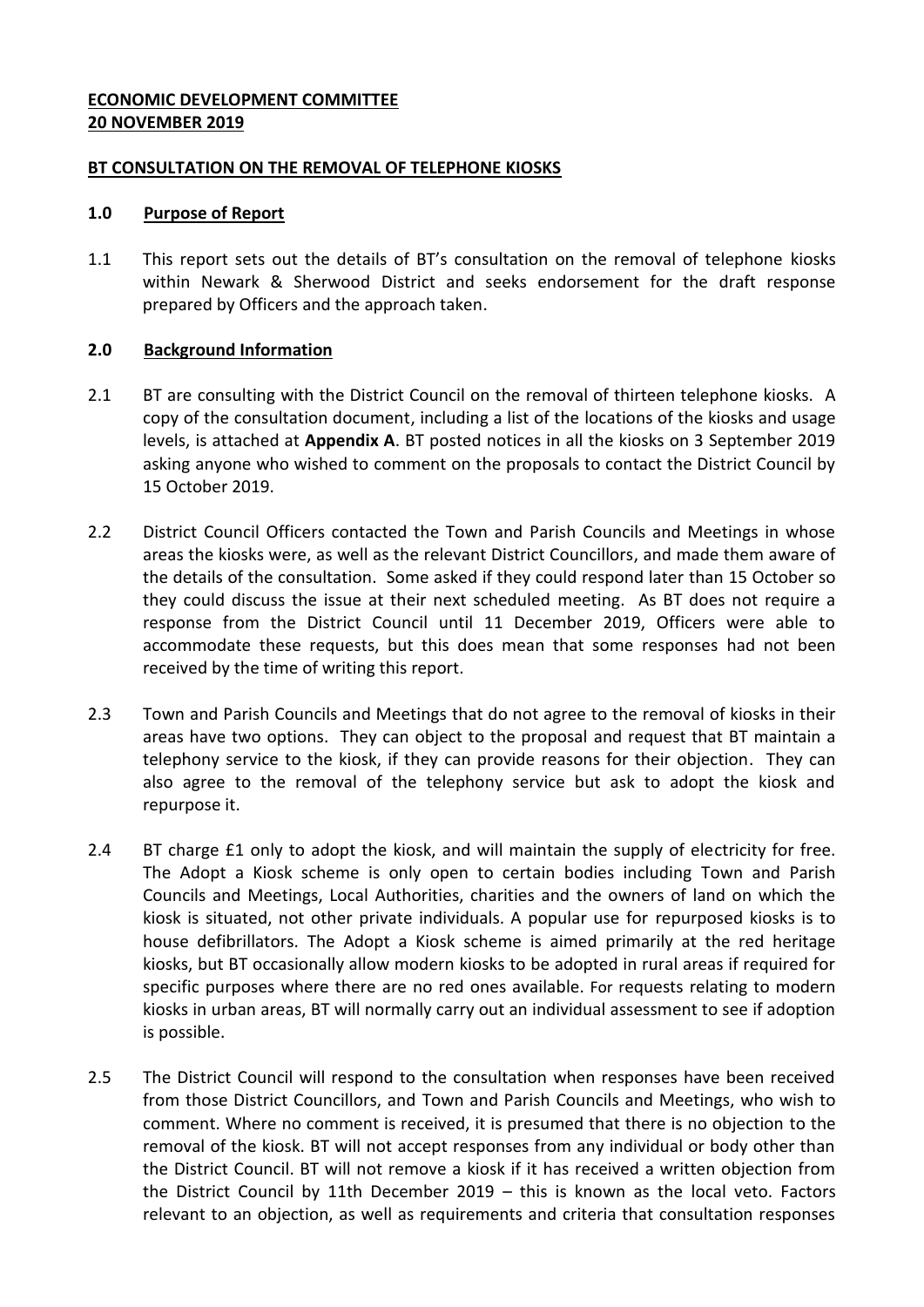**ECONOMIC DEVELOPMENT COMMITTEE**
**20 NOVEMBER 2019**

**BT CONSULTATION ON THE REMOVAL OF TELEPHONE KIOSKS**

## 1.0 Purpose of Report

1.1 This report sets out the details of BT's consultation on the removal of telephone kiosks within Newark & Sherwood District and seeks endorsement for the draft response prepared by Officers and the approach taken.

## 2.0 Background Information

2.1 BT are consulting with the District Council on the removal of thirteen telephone kiosks. A copy of the consultation document, including a list of the locations of the kiosks and usage levels, is attached at **Appendix A**. BT posted notices in all the kiosks on 3 September 2019 asking anyone who wished to comment on the proposals to contact the District Council by 15 October 2019.

2.2 District Council Officers contacted the Town and Parish Councils and Meetings in whose areas the kiosks were, as well as the relevant District Councillors, and made them aware of the details of the consultation. Some asked if they could respond later than 15 October so they could discuss the issue at their next scheduled meeting. As BT does not require a response from the District Council until 11 December 2019, Officers were able to accommodate these requests, but this does mean that some responses had not been received by the time of writing this report.

2.3 Town and Parish Councils and Meetings that do not agree to the removal of kiosks in their areas have two options. They can object to the proposal and request that BT maintain a telephony service to the kiosk, if they can provide reasons for their objection. They can also agree to the removal of the telephony service but ask to adopt the kiosk and repurpose it.

2.4 BT charge £1 only to adopt the kiosk, and will maintain the supply of electricity for free. The Adopt a Kiosk scheme is only open to certain bodies including Town and Parish Councils and Meetings, Local Authorities, charities and the owners of land on which the kiosk is situated, not other private individuals. A popular use for repurposed kiosks is to house defibrillators. The Adopt a Kiosk scheme is aimed primarily at the red heritage kiosks, but BT occasionally allow modern kiosks to be adopted in rural areas if required for specific purposes where there are no red ones available. For requests relating to modern kiosks in urban areas, BT will normally carry out an individual assessment to see if adoption is possible.

2.5 The District Council will respond to the consultation when responses have been received from those District Councillors, and Town and Parish Councils and Meetings, who wish to comment. Where no comment is received, it is presumed that there is no objection to the removal of the kiosk. BT will not accept responses from any individual or body other than the District Council. BT will not remove a kiosk if it has received a written objection from the District Council by 11th December 2019 – this is known as the local veto. Factors relevant to an objection, as well as requirements and criteria that consultation responses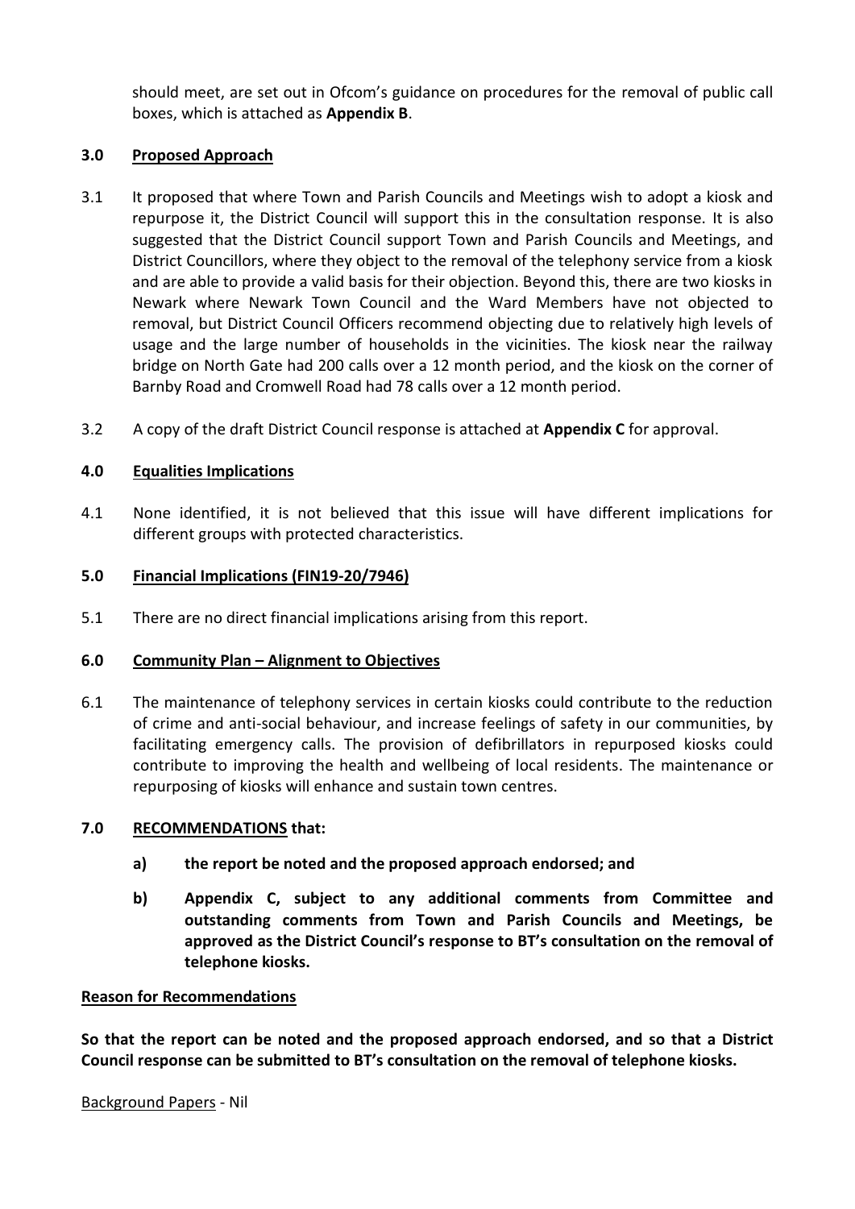should meet, are set out in Ofcom's guidance on procedures for the removal of public call boxes, which is attached as **Appendix B**.

## 3.0 Proposed Approach

3.1 It proposed that where Town and Parish Councils and Meetings wish to adopt a kiosk and repurpose it, the District Council will support this in the consultation response. It is also suggested that the District Council support Town and Parish Councils and Meetings, and District Councillors, where they object to the removal of the telephony service from a kiosk and are able to provide a valid basis for their objection. Beyond this, there are two kiosks in Newark where Newark Town Council and the Ward Members have not objected to removal, but District Council Officers recommend objecting due to relatively high levels of usage and the large number of households in the vicinities. The kiosk near the railway bridge on North Gate had 200 calls over a 12 month period, and the kiosk on the corner of Barnby Road and Cromwell Road had 78 calls over a 12 month period.

3.2 A copy of the draft District Council response is attached at **Appendix C** for approval.

## 4.0 Equalities Implications

4.1 None identified, it is not believed that this issue will have different implications for different groups with protected characteristics.

## 5.0 Financial Implications (FIN19-20/7946)

5.1 There are no direct financial implications arising from this report.

## 6.0 Community Plan – Alignment to Objectives

6.1 The maintenance of telephony services in certain kiosks could contribute to the reduction of crime and anti-social behaviour, and increase feelings of safety in our communities, by facilitating emergency calls. The provision of defibrillators in repurposed kiosks could contribute to improving the health and wellbeing of local residents. The maintenance or repurposing of kiosks will enhance and sustain town centres.

## 7.0 RECOMMENDATIONS that:

**a) the report be noted and the proposed approach endorsed; and**

**b) Appendix C, subject to any additional comments from Committee and outstanding comments from Town and Parish Councils and Meetings, be approved as the District Council's response to BT's consultation on the removal of telephone kiosks.**

## Reason for Recommendations

**So that the report can be noted and the proposed approach endorsed, and so that a District Council response can be submitted to BT's consultation on the removal of telephone kiosks.**

Background Papers - Nil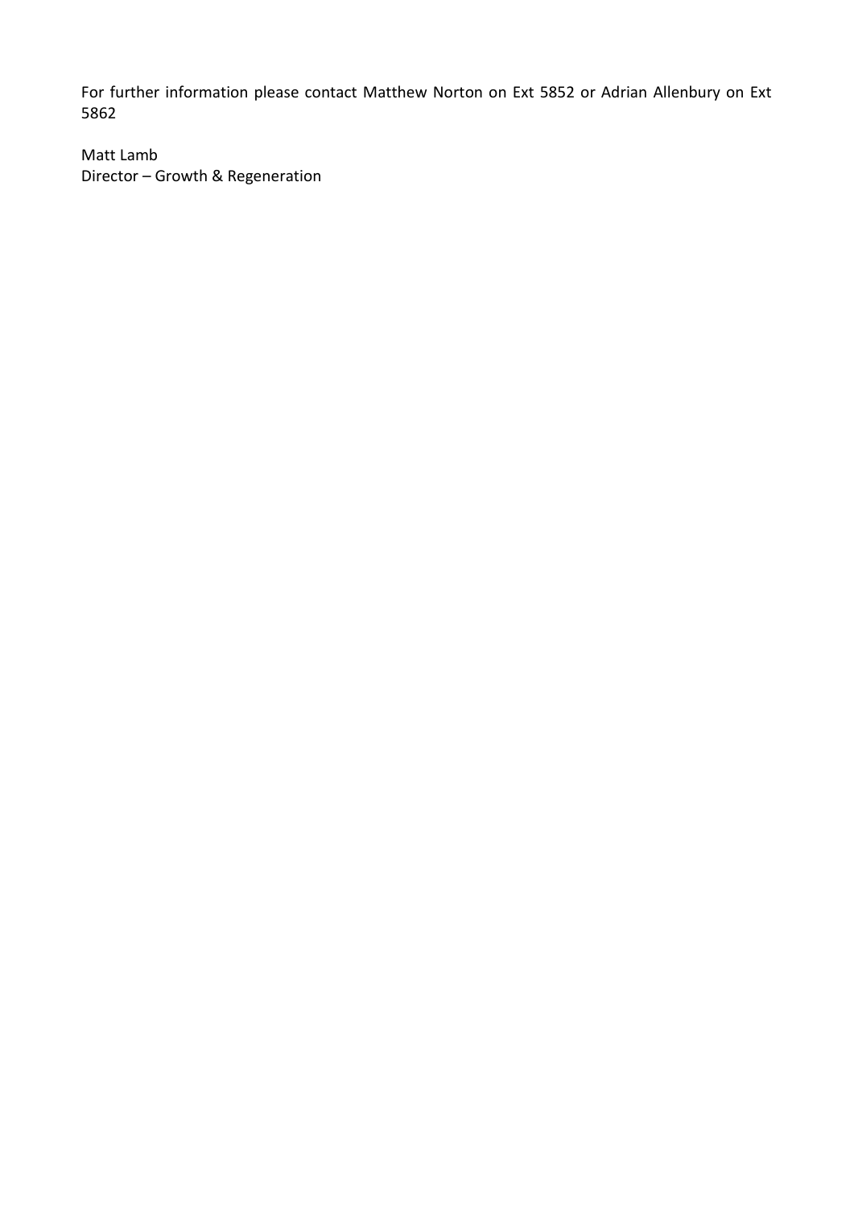For further information please contact Matthew Norton on Ext 5852 or Adrian Allenbury on Ext 5862

Matt Lamb
Director – Growth & Regeneration